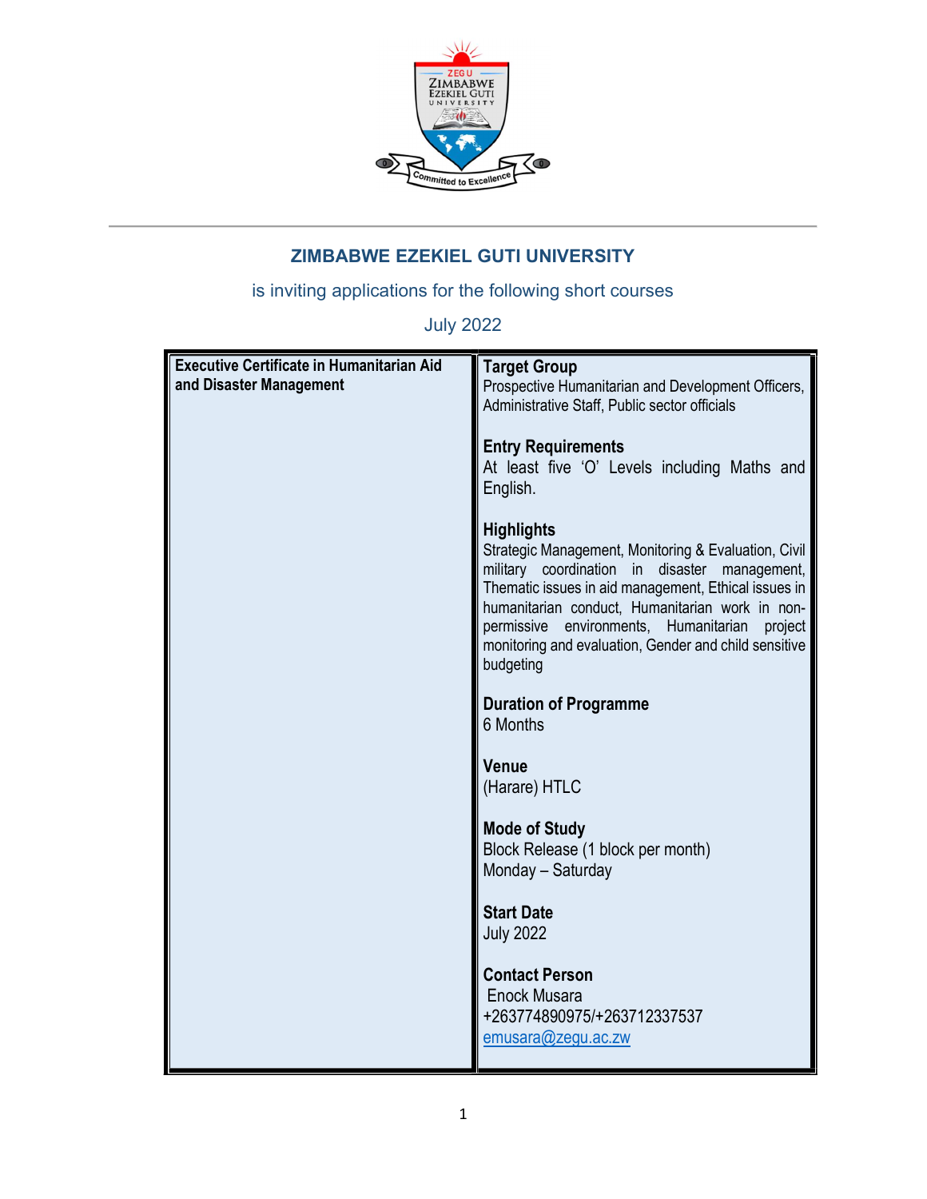## ZIMBABWE EZEKIEL GUTI UNIVERSITY

is inviting applications for the following short courses

July 2022

| | |
|---|---|
| **Executive Certificate in Humanitarian Aid and Disaster Management** | **Target Group**<br>Prospective Humanitarian and Development Officers, Administrative Staff, Public sector officials<br><br>**Entry Requirements**<br>At least five 'O' Levels including Maths and English.<br><br>**Highlights**<br>Strategic Management, Monitoring & Evaluation, Civil military coordination in disaster management, Thematic issues in aid management, Ethical issues in humanitarian conduct, Humanitarian work in non-permissive environments, Humanitarian project monitoring and evaluation, Gender and child sensitive budgeting<br><br>**Duration of Programme**<br>6 Months<br><br>**Venue**<br>(Harare) HTLC<br><br>**Mode of Study**<br>Block Release (1 block per month)<br>Monday – Saturday<br><br>**Start Date**<br>July 2022<br><br>**Contact Person**<br>Enock Musara<br>+263774890975/+263712337537<br>emusara@zegu.ac.zw |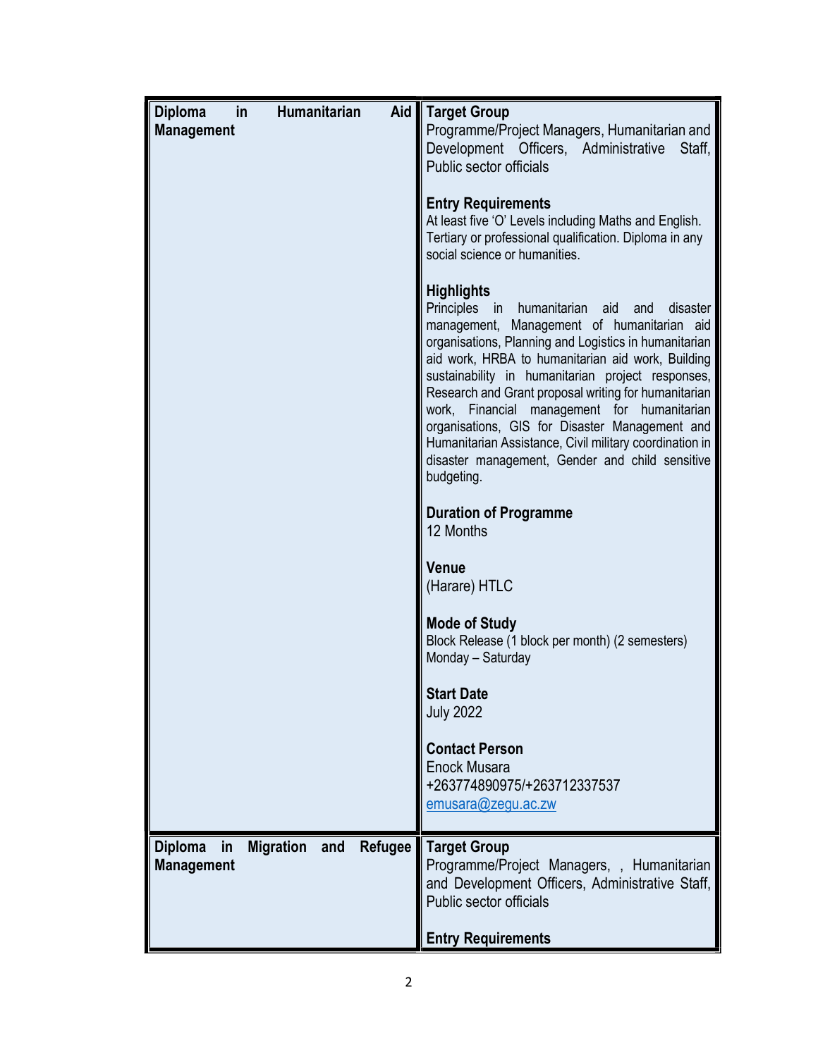| | |
|---|---|
| **Diploma in Humanitarian Aid Management** | **Target Group**<br>Programme/Project Managers, Humanitarian and Development Officers, Administrative Staff, Public sector officials<br><br>**Entry Requirements**<br>At least five 'O' Levels including Maths and English. Tertiary or professional qualification. Diploma in any social science or humanities.<br><br>**Highlights**<br>Principles in humanitarian aid and disaster management, Management of humanitarian aid organisations, Planning and Logistics in humanitarian aid work, HRBA to humanitarian aid work, Building sustainability in humanitarian project responses, Research and Grant proposal writing for humanitarian work, Financial management for humanitarian organisations, GIS for Disaster Management and Humanitarian Assistance, Civil military coordination in disaster management, Gender and child sensitive budgeting.<br><br>**Duration of Programme**<br>12 Months<br><br>**Venue**<br>(Harare) HTLC<br><br>**Mode of Study**<br>Block Release (1 block per month) (2 semesters)<br>Monday – Saturday<br><br>**Start Date**<br>July 2022<br><br>**Contact Person**<br>Enock Musara<br>+263774890975/+263712337537<br>emusara@zegu.ac.zw |
| **Diploma in Migration and Refugee Management** | **Target Group**<br>Programme/Project Managers, , Humanitarian and Development Officers, Administrative Staff, Public sector officials<br><br>**Entry Requirements** |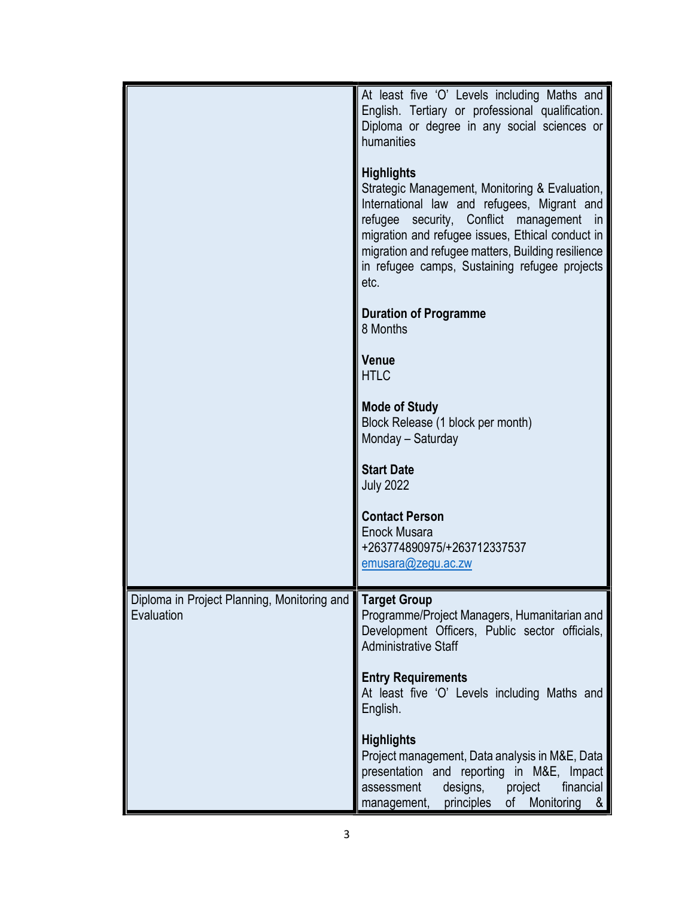| | |
|---|---|
| | At least five 'O' Levels including Maths and English. Tertiary or professional qualification. Diploma or degree in any social sciences or humanities<br><br>**Highlights**<br>Strategic Management, Monitoring & Evaluation, International law and refugees, Migrant and refugee security, Conflict management in migration and refugee issues, Ethical conduct in migration and refugee matters, Building resilience in refugee camps, Sustaining refugee projects etc.<br><br>**Duration of Programme**<br>8 Months<br><br>**Venue**<br>HTLC<br><br>**Mode of Study**<br>Block Release (1 block per month)<br>Monday – Saturday<br><br>**Start Date**<br>July 2022<br><br>**Contact Person**<br>Enock Musara<br>+263774890975/+263712337537<br>emusara@zegu.ac.zw |
| Diploma in Project Planning, Monitoring and Evaluation | **Target Group**<br>Programme/Project Managers, Humanitarian and Development Officers, Public sector officials, Administrative Staff<br><br>**Entry Requirements**<br>At least five 'O' Levels including Maths and English.<br><br>**Highlights**<br>Project management, Data analysis in M&E, Data presentation and reporting in M&E, Impact assessment designs, project financial management, principles of Monitoring & |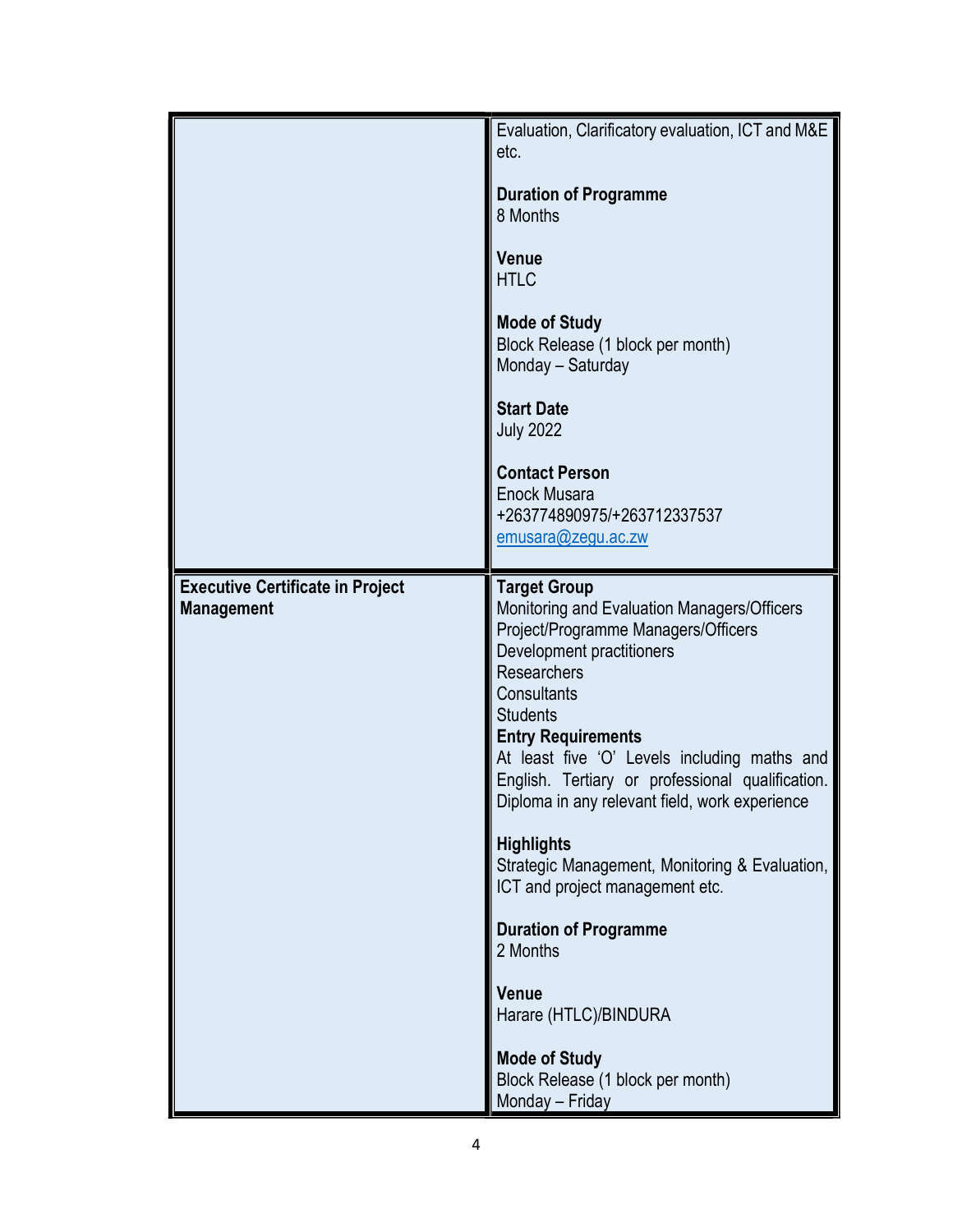| | |
|---|---|
| | Evaluation, Clarificatory evaluation, ICT and M&E etc.<br><br>**Duration of Programme**<br>8 Months<br><br>**Venue**<br>HTLC<br><br>**Mode of Study**<br>Block Release (1 block per month)<br>Monday – Saturday<br><br>**Start Date**<br>July 2022<br><br>**Contact Person**<br>Enock Musara<br>+263774890975/+263712337537<br>emusara@zegu.ac.zw |
| **Executive Certificate in Project Management** | **Target Group**<br>Monitoring and Evaluation Managers/Officers<br>Project/Programme Managers/Officers<br>Development practitioners<br>Researchers<br>Consultants<br>Students<br>**Entry Requirements**<br>At least five 'O' Levels including maths and English. Tertiary or professional qualification. Diploma in any relevant field, work experience<br><br>**Highlights**<br>Strategic Management, Monitoring & Evaluation, ICT and project management etc.<br><br>**Duration of Programme**<br>2 Months<br><br>**Venue**<br>Harare (HTLC)/BINDURA<br><br>**Mode of Study**<br>Block Release (1 block per month)<br>Monday – Friday |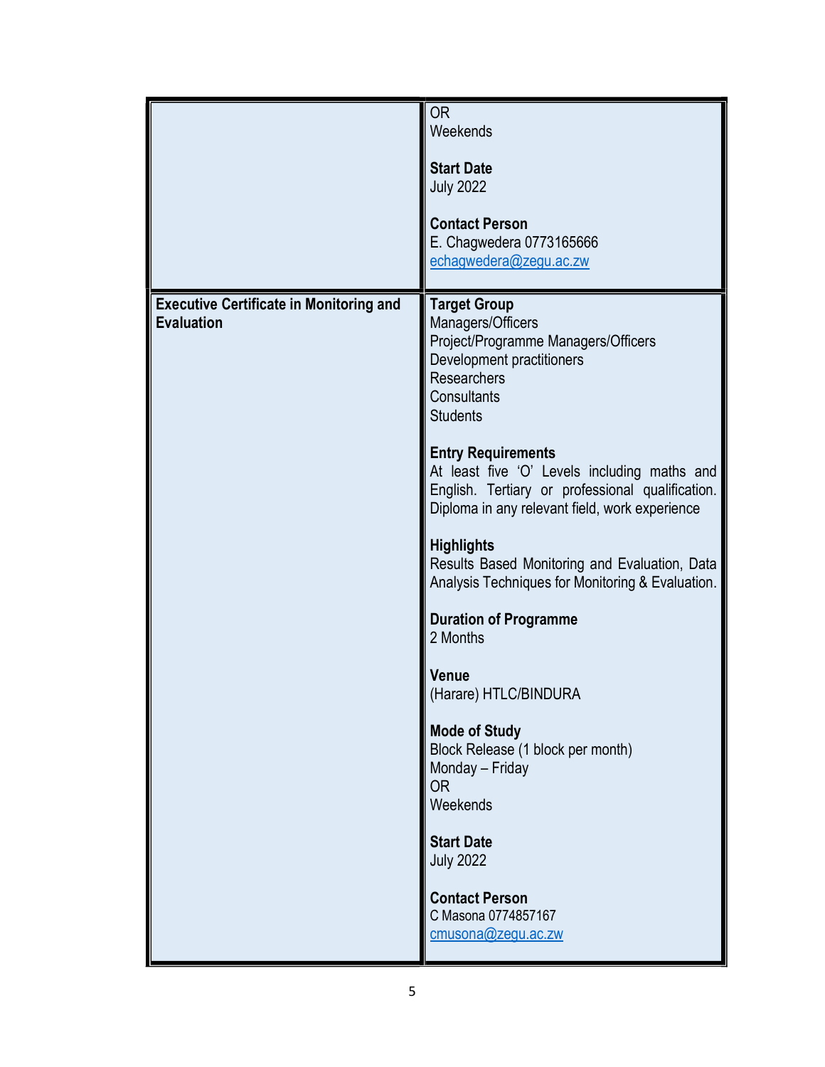| | |
|---|---|
| | OR<br>Weekends<br><br>**Start Date**<br>July 2022<br><br>**Contact Person**<br>E. Chagwedera 0773165666<br>echagwedera@zegu.ac.zw |
| **Executive Certificate in Monitoring and Evaluation** | **Target Group**<br>Managers/Officers<br>Project/Programme Managers/Officers<br>Development practitioners<br>Researchers<br>Consultants<br>Students<br><br>**Entry Requirements**<br>At least five 'O' Levels including maths and English. Tertiary or professional qualification. Diploma in any relevant field, work experience<br><br>**Highlights**<br>Results Based Monitoring and Evaluation, Data Analysis Techniques for Monitoring & Evaluation.<br><br>**Duration of Programme**<br>2 Months<br><br>**Venue**<br>(Harare) HTLC/BINDURA<br><br>**Mode of Study**<br>Block Release (1 block per month)<br>Monday – Friday<br>OR<br>Weekends<br><br>**Start Date**<br>July 2022<br><br>**Contact Person**<br>C Masona 0774857167<br>cmusona@zegu.ac.zw |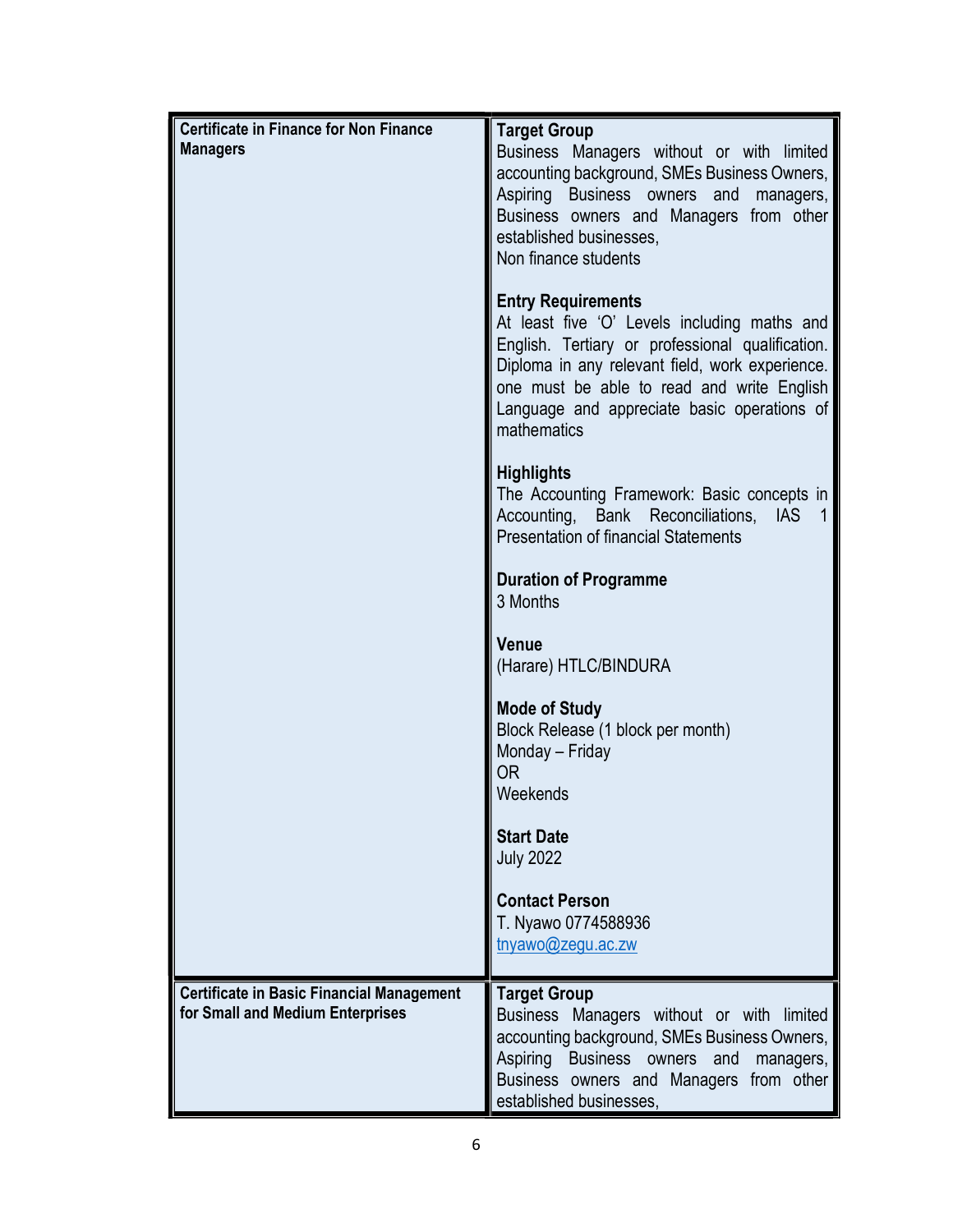| | |
|---|---|
| **Certificate in Finance for Non Finance Managers** | **Target Group**<br>Business Managers without or with limited accounting background, SMEs Business Owners, Aspiring Business owners and managers, Business owners and Managers from other established businesses,<br>Non finance students<br><br>**Entry Requirements**<br>At least five 'O' Levels including maths and English. Tertiary or professional qualification. Diploma in any relevant field, work experience. one must be able to read and write English Language and appreciate basic operations of mathematics<br><br>**Highlights**<br>The Accounting Framework: Basic concepts in Accounting, Bank Reconciliations, IAS 1 Presentation of financial Statements<br><br>**Duration of Programme**<br>3 Months<br><br>**Venue**<br>(Harare) HTLC/BINDURA<br><br>**Mode of Study**<br>Block Release (1 block per month)<br>Monday – Friday<br>OR<br>Weekends<br><br>**Start Date**<br>July 2022<br><br>**Contact Person**<br>T. Nyawo 0774588936<br>tnyawo@zegu.ac.zw |
| **Certificate in Basic Financial Management for Small and Medium Enterprises** | **Target Group**<br>Business Managers without or with limited accounting background, SMEs Business Owners, Aspiring Business owners and managers, Business owners and Managers from other established businesses, |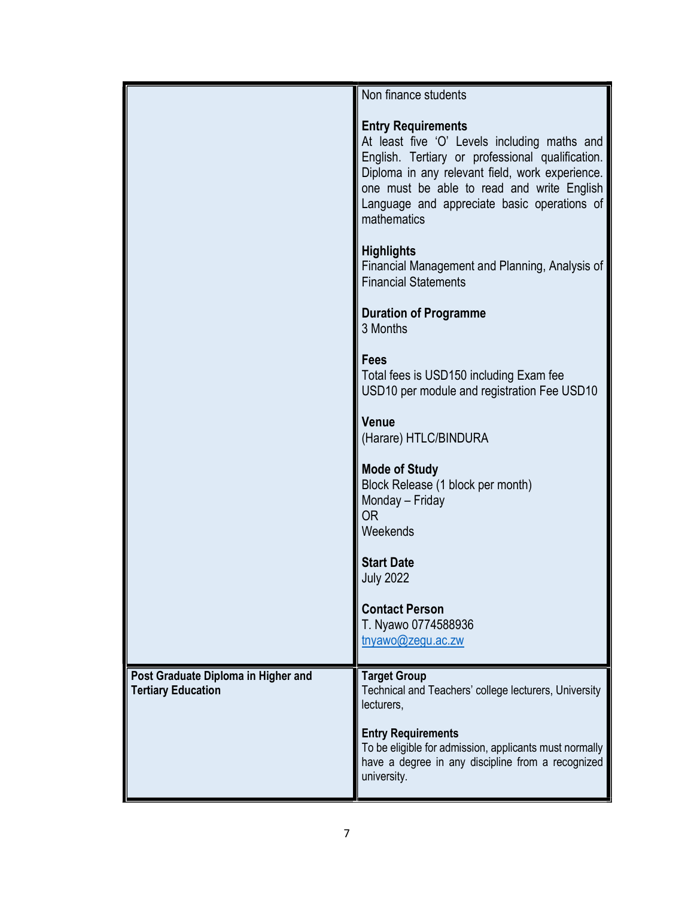| | |
|---|---|
| | Non finance students<br><br>**Entry Requirements**<br>At least five 'O' Levels including maths and English. Tertiary or professional qualification. Diploma in any relevant field, work experience. one must be able to read and write English Language and appreciate basic operations of mathematics<br><br>**Highlights**<br>Financial Management and Planning, Analysis of Financial Statements<br><br>**Duration of Programme**<br>3 Months<br><br>**Fees**<br>Total fees is USD150 including Exam fee<br>USD10 per module and registration Fee USD10<br><br>**Venue**<br>(Harare) HTLC/BINDURA<br><br>**Mode of Study**<br>Block Release (1 block per month)<br>Monday – Friday<br>OR<br>Weekends<br><br>**Start Date**<br>July 2022<br><br>**Contact Person**<br>T. Nyawo 0774588936<br>tnyawo@zegu.ac.zw |
| **Post Graduate Diploma in Higher and Tertiary Education** | **Target Group**<br>Technical and Teachers' college lecturers, University lecturers,<br><br>**Entry Requirements**<br>To be eligible for admission, applicants must normally have a degree in any discipline from a recognized university. |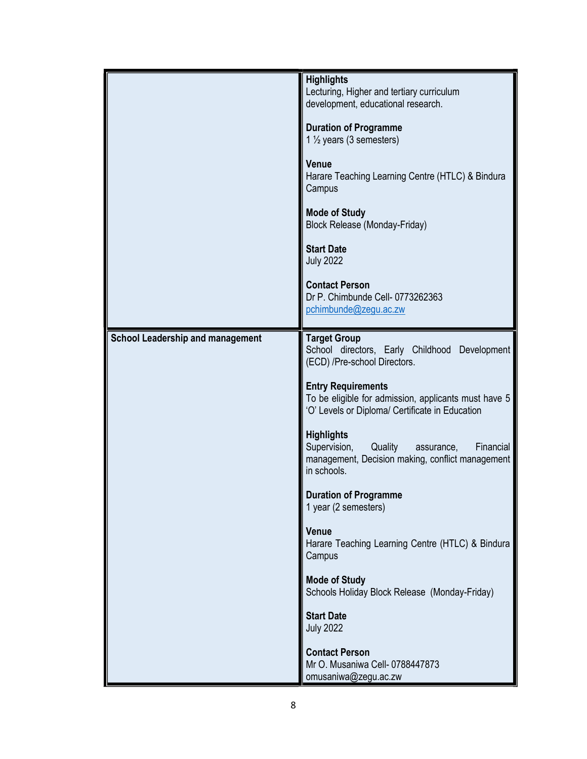| | |
|---|---|
| | **Highlights**<br>Lecturing, Higher and tertiary curriculum development, educational research.<br><br>**Duration of Programme**<br>1 ½ years (3 semesters)<br><br>**Venue**<br>Harare Teaching Learning Centre (HTLC) & Bindura Campus<br><br>**Mode of Study**<br>Block Release (Monday-Friday)<br><br>**Start Date**<br>July 2022<br><br>**Contact Person**<br>Dr P. Chimbunde Cell- 0773262363<br>pchimbunde@zegu.ac.zw |
| **School Leadership and management** | **Target Group**<br>School directors, Early Childhood Development (ECD) /Pre-school Directors.<br><br>**Entry Requirements**<br>To be eligible for admission, applicants must have 5 'O' Levels or Diploma/ Certificate in Education<br><br>**Highlights**<br>Supervision, Quality assurance, Financial management, Decision making, conflict management in schools.<br><br>**Duration of Programme**<br>1 year (2 semesters)<br><br>**Venue**<br>Harare Teaching Learning Centre (HTLC) & Bindura Campus<br><br>**Mode of Study**<br>Schools Holiday Block Release (Monday-Friday)<br><br>**Start Date**<br>July 2022<br><br>**Contact Person**<br>Mr O. Musaniwa Cell- 0788447873<br>omusaniwa@zegu.ac.zw |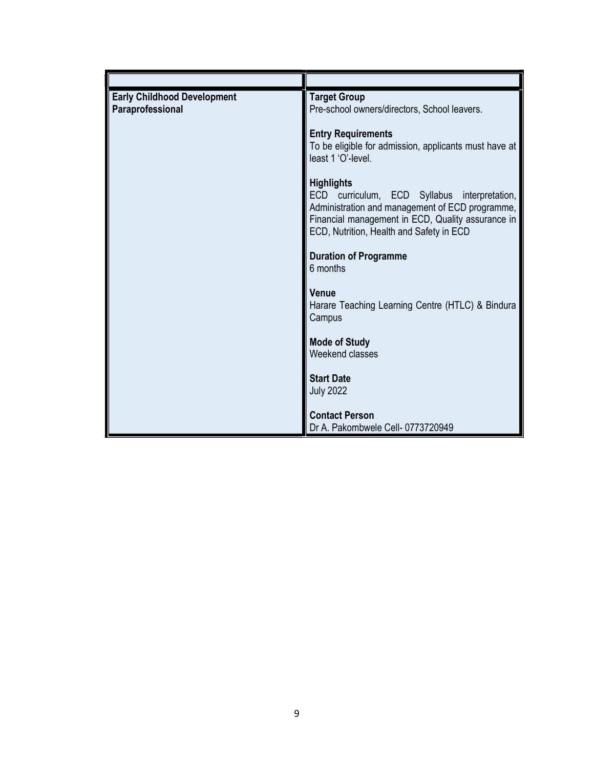| | |
|---|---|
| **Early Childhood Development Paraprofessional** | **Target Group**<br>Pre-school owners/directors, School leavers.<br><br>**Entry Requirements**<br>To be eligible for admission, applicants must have at least 1 'O'-level.<br><br>**Highlights**<br>ECD curriculum, ECD Syllabus interpretation, Administration and management of ECD programme, Financial management in ECD, Quality assurance in ECD, Nutrition, Health and Safety in ECD<br><br>**Duration of Programme**<br>6 months<br><br>**Venue**<br>Harare Teaching Learning Centre (HTLC) & Bindura Campus<br><br>**Mode of Study**<br>Weekend classes<br><br>**Start Date**<br>July 2022<br><br>**Contact Person**<br>Dr A. Pakombwele Cell- 0773720949 |